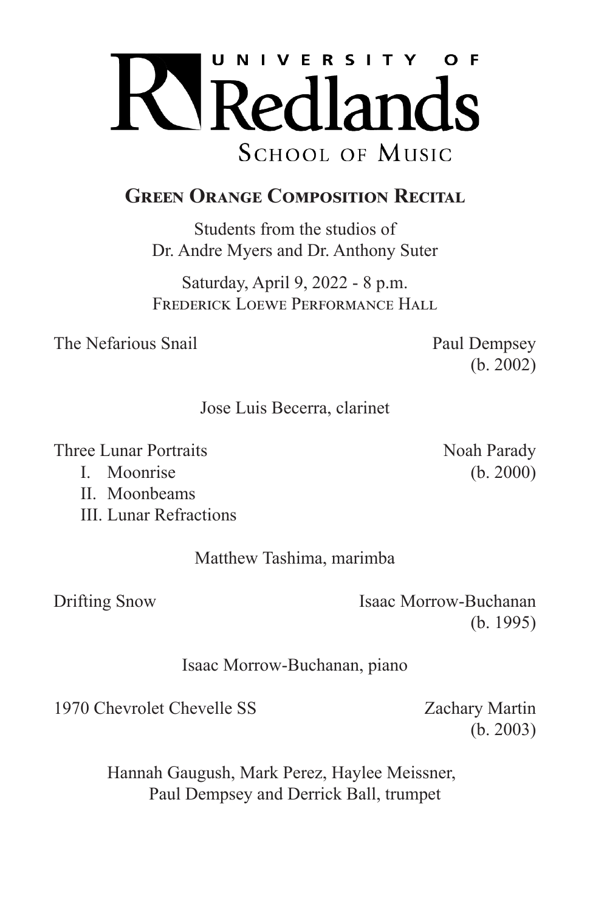# UNIVERSITY OF Redlands

## SCHOOL OF MUSIC

## Green Orange Composition Recital

Students from the studios of
Dr. Andre Myers and Dr. Anthony Suter

Saturday, April 9, 2022 - 8 p.m.
Frederick Loewe Performance Hall

The Nefarious Snail — Paul Dempsey (b. 2002)

Jose Luis Becerra, clarinet

Three Lunar Portraits — Noah Parady (b. 2000)

I. Moonrise
II. Moonbeams
III. Lunar Refractions

Matthew Tashima, marimba

Drifting Snow — Isaac Morrow-Buchanan (b. 1995)

Isaac Morrow-Buchanan, piano

1970 Chevrolet Chevelle SS — Zachary Martin (b. 2003)

Hannah Gaugush, Mark Perez, Haylee Meissner,
Paul Dempsey and Derrick Ball, trumpet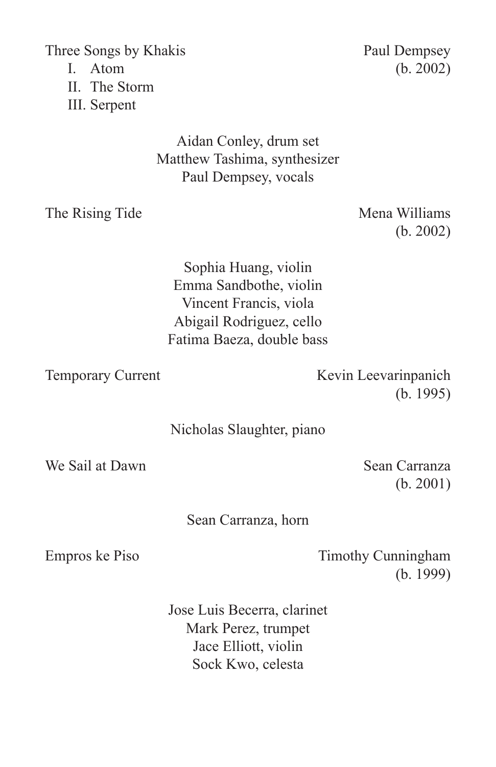Three Songs by Khakis — Paul Dempsey (b. 2002)

I. Atom
II. The Storm
III. Serpent

Aidan Conley, drum set
Matthew Tashima, synthesizer
Paul Dempsey, vocals

The Rising Tide — Mena Williams (b. 2002)

Sophia Huang, violin
Emma Sandbothe, violin
Vincent Francis, viola
Abigail Rodriguez, cello
Fatima Baeza, double bass

Temporary Current — Kevin Leevarinpanich (b. 1995)

Nicholas Slaughter, piano

We Sail at Dawn — Sean Carranza (b. 2001)

Sean Carranza, horn

Empros ke Piso — Timothy Cunningham (b. 1999)

Jose Luis Becerra, clarinet
Mark Perez, trumpet
Jace Elliott, violin
Sock Kwo, celesta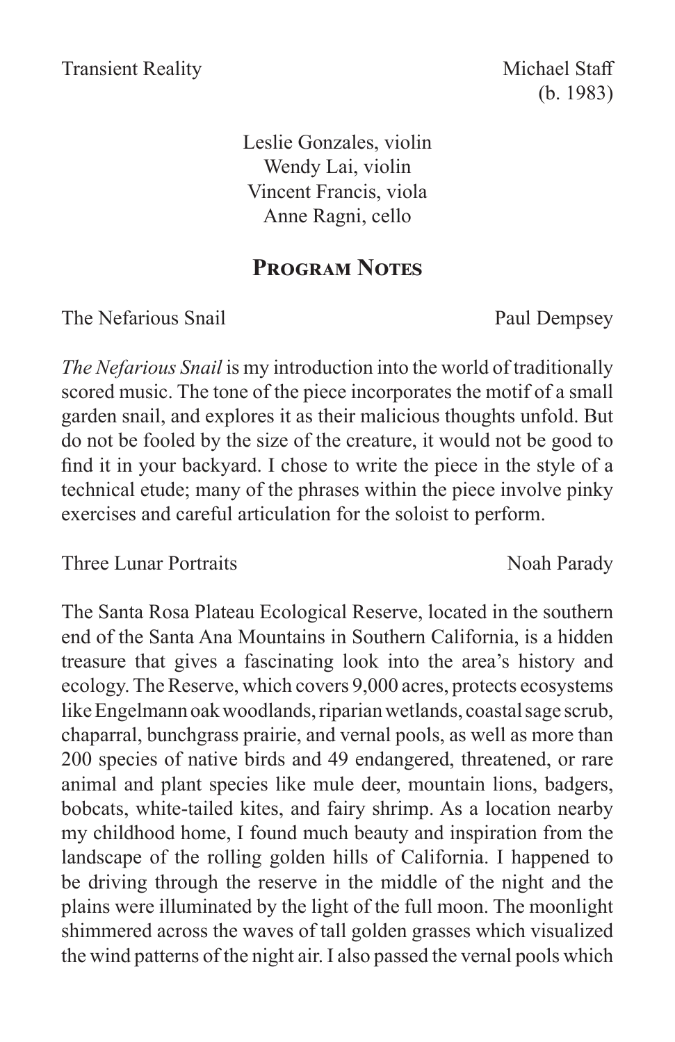Transient Reality — Michael Staff (b. 1983)

Leslie Gonzales, violin
Wendy Lai, violin
Vincent Francis, viola
Anne Ragni, cello

## Program Notes

The Nefarious Snail — Paul Dempsey

*The Nefarious Snail* is my introduction into the world of traditionally scored music. The tone of the piece incorporates the motif of a small garden snail, and explores it as their malicious thoughts unfold. But do not be fooled by the size of the creature, it would not be good to find it in your backyard. I chose to write the piece in the style of a technical etude; many of the phrases within the piece involve pinky exercises and careful articulation for the soloist to perform.

Three Lunar Portraits — Noah Parady

The Santa Rosa Plateau Ecological Reserve, located in the southern end of the Santa Ana Mountains in Southern California, is a hidden treasure that gives a fascinating look into the area's history and ecology. The Reserve, which covers 9,000 acres, protects ecosystems like Engelmann oak woodlands, riparian wetlands, coastal sage scrub, chaparral, bunchgrass prairie, and vernal pools, as well as more than 200 species of native birds and 49 endangered, threatened, or rare animal and plant species like mule deer, mountain lions, badgers, bobcats, white-tailed kites, and fairy shrimp. As a location nearby my childhood home, I found much beauty and inspiration from the landscape of the rolling golden hills of California. I happened to be driving through the reserve in the middle of the night and the plains were illuminated by the light of the full moon. The moonlight shimmered across the waves of tall golden grasses which visualized the wind patterns of the night air. I also passed the vernal pools which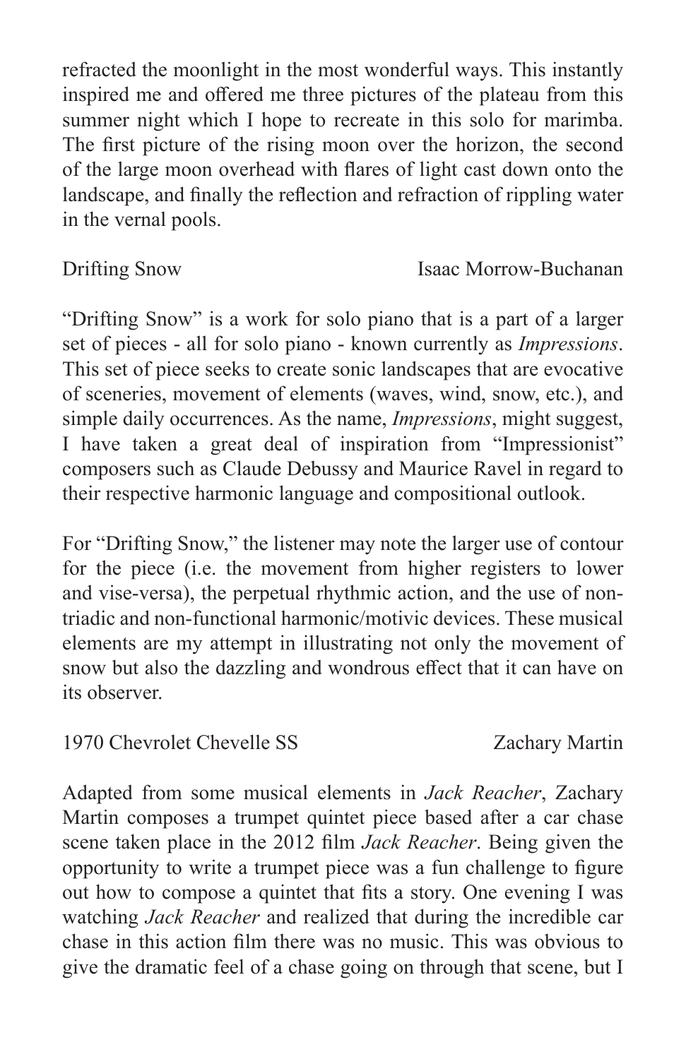refracted the moonlight in the most wonderful ways. This instantly inspired me and offered me three pictures of the plateau from this summer night which I hope to recreate in this solo for marimba. The first picture of the rising moon over the horizon, the second of the large moon overhead with flares of light cast down onto the landscape, and finally the reflection and refraction of rippling water in the vernal pools.

Drifting Snow — Isaac Morrow-Buchanan

"Drifting Snow" is a work for solo piano that is a part of a larger set of pieces - all for solo piano - known currently as *Impressions*. This set of piece seeks to create sonic landscapes that are evocative of sceneries, movement of elements (waves, wind, snow, etc.), and simple daily occurrences. As the name, *Impressions*, might suggest, I have taken a great deal of inspiration from "Impressionist" composers such as Claude Debussy and Maurice Ravel in regard to their respective harmonic language and compositional outlook.

For "Drifting Snow," the listener may note the larger use of contour for the piece (i.e. the movement from higher registers to lower and vise-versa), the perpetual rhythmic action, and the use of non-triadic and non-functional harmonic/motivic devices. These musical elements are my attempt in illustrating not only the movement of snow but also the dazzling and wondrous effect that it can have on its observer.

1970 Chevrolet Chevelle SS — Zachary Martin

Adapted from some musical elements in *Jack Reacher*, Zachary Martin composes a trumpet quintet piece based after a car chase scene taken place in the 2012 film *Jack Reacher*. Being given the opportunity to write a trumpet piece was a fun challenge to figure out how to compose a quintet that fits a story. One evening I was watching *Jack Reacher* and realized that during the incredible car chase in this action film there was no music. This was obvious to give the dramatic feel of a chase going on through that scene, but I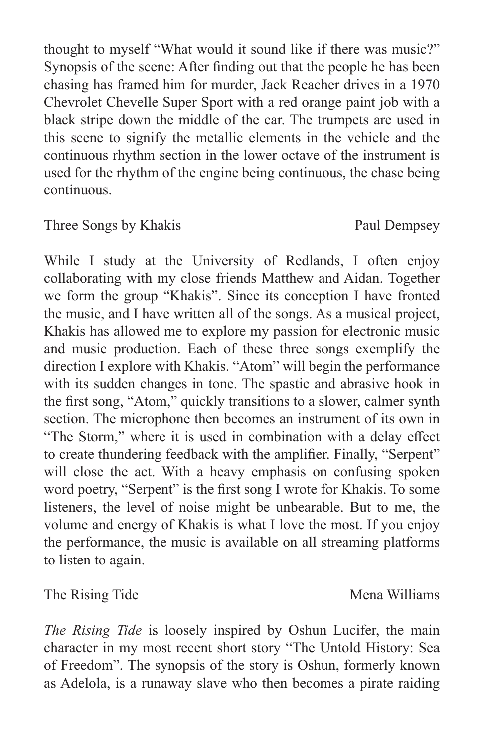thought to myself "What would it sound like if there was music?" Synopsis of the scene: After finding out that the people he has been chasing has framed him for murder, Jack Reacher drives in a 1970 Chevrolet Chevelle Super Sport with a red orange paint job with a black stripe down the middle of the car. The trumpets are used in this scene to signify the metallic elements in the vehicle and the continuous rhythm section in the lower octave of the instrument is used for the rhythm of the engine being continuous, the chase being continuous.

Three Songs by Khakis — Paul Dempsey

While I study at the University of Redlands, I often enjoy collaborating with my close friends Matthew and Aidan. Together we form the group "Khakis". Since its conception I have fronted the music, and I have written all of the songs. As a musical project, Khakis has allowed me to explore my passion for electronic music and music production. Each of these three songs exemplify the direction I explore with Khakis. "Atom" will begin the performance with its sudden changes in tone. The spastic and abrasive hook in the first song, "Atom," quickly transitions to a slower, calmer synth section. The microphone then becomes an instrument of its own in "The Storm," where it is used in combination with a delay effect to create thundering feedback with the amplifier. Finally, "Serpent" will close the act. With a heavy emphasis on confusing spoken word poetry, "Serpent" is the first song I wrote for Khakis. To some listeners, the level of noise might be unbearable. But to me, the volume and energy of Khakis is what I love the most. If you enjoy the performance, the music is available on all streaming platforms to listen to again.

The Rising Tide — Mena Williams

*The Rising Tide* is loosely inspired by Oshun Lucifer, the main character in my most recent short story "The Untold History: Sea of Freedom". The synopsis of the story is Oshun, formerly known as Adelola, is a runaway slave who then becomes a pirate raiding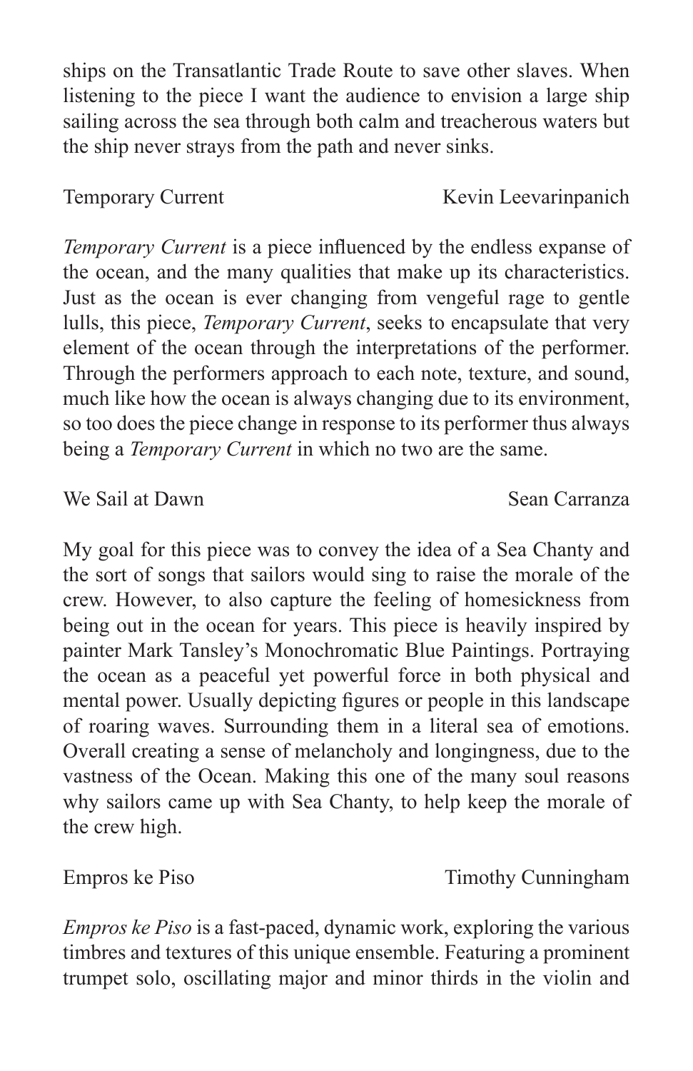ships on the Transatlantic Trade Route to save other slaves. When listening to the piece I want the audience to envision a large ship sailing across the sea through both calm and treacherous waters but the ship never strays from the path and never sinks.

Temporary Current — Kevin Leevarinpanich

*Temporary Current* is a piece influenced by the endless expanse of the ocean, and the many qualities that make up its characteristics. Just as the ocean is ever changing from vengeful rage to gentle lulls, this piece, *Temporary Current*, seeks to encapsulate that very element of the ocean through the interpretations of the performer. Through the performers approach to each note, texture, and sound, much like how the ocean is always changing due to its environment, so too does the piece change in response to its performer thus always being a *Temporary Current* in which no two are the same.

We Sail at Dawn — Sean Carranza

My goal for this piece was to convey the idea of a Sea Chanty and the sort of songs that sailors would sing to raise the morale of the crew. However, to also capture the feeling of homesickness from being out in the ocean for years. This piece is heavily inspired by painter Mark Tansley's Monochromatic Blue Paintings. Portraying the ocean as a peaceful yet powerful force in both physical and mental power. Usually depicting figures or people in this landscape of roaring waves. Surrounding them in a literal sea of emotions. Overall creating a sense of melancholy and longingness, due to the vastness of the Ocean. Making this one of the many soul reasons why sailors came up with Sea Chanty, to help keep the morale of the crew high.

Empros ke Piso — Timothy Cunningham

*Empros ke Piso* is a fast-paced, dynamic work, exploring the various timbres and textures of this unique ensemble. Featuring a prominent trumpet solo, oscillating major and minor thirds in the violin and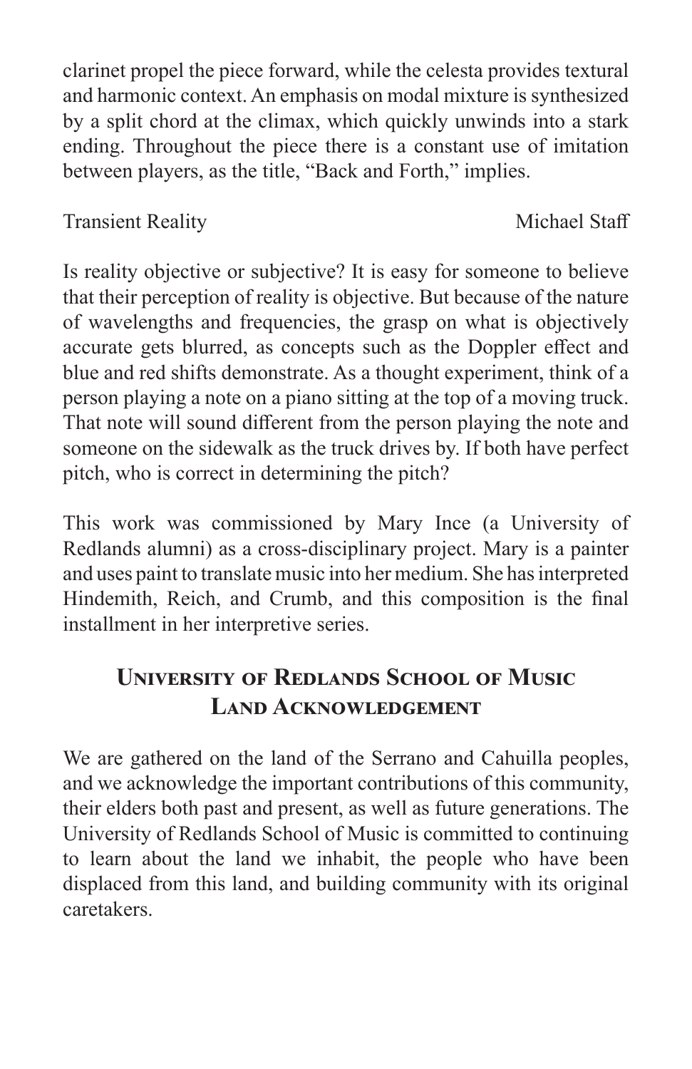clarinet propel the piece forward, while the celesta provides textural and harmonic context. An emphasis on modal mixture is synthesized by a split chord at the climax, which quickly unwinds into a stark ending. Throughout the piece there is a constant use of imitation between players, as the title, "Back and Forth," implies.

Transient Reality — Michael Staff

Is reality objective or subjective? It is easy for someone to believe that their perception of reality is objective. But because of the nature of wavelengths and frequencies, the grasp on what is objectively accurate gets blurred, as concepts such as the Doppler effect and blue and red shifts demonstrate. As a thought experiment, think of a person playing a note on a piano sitting at the top of a moving truck. That note will sound different from the person playing the note and someone on the sidewalk as the truck drives by. If both have perfect pitch, who is correct in determining the pitch?

This work was commissioned by Mary Ince (a University of Redlands alumni) as a cross-disciplinary project. Mary is a painter and uses paint to translate music into her medium. She has interpreted Hindemith, Reich, and Crumb, and this composition is the final installment in her interpretive series.

## University of Redlands School of Music Land Acknowledgement

We are gathered on the land of the Serrano and Cahuilla peoples, and we acknowledge the important contributions of this community, their elders both past and present, as well as future generations. The University of Redlands School of Music is committed to continuing to learn about the land we inhabit, the people who have been displaced from this land, and building community with its original caretakers.